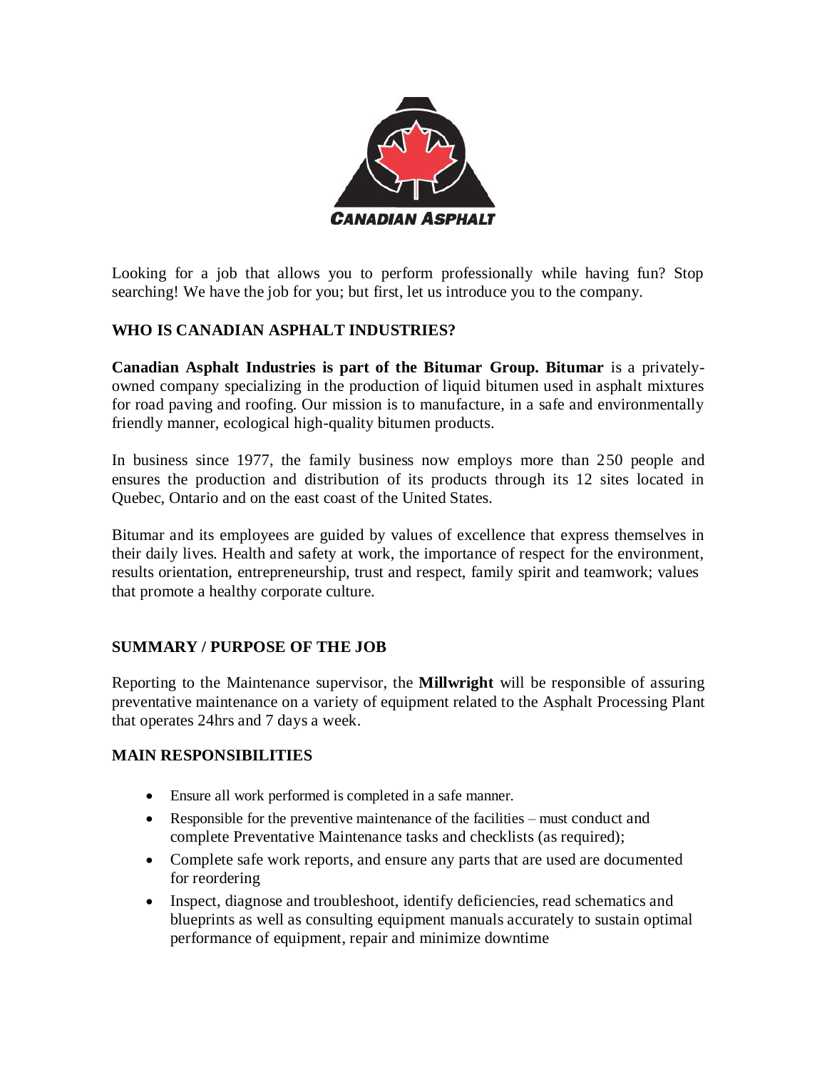Looking for a job that allows you to perform professionally while having fun? Stop searching! We have the job for you; but first, let us introduce you to the company.

## WHO IS CANADIAN ASPHALT INDUSTRIES?

**Canadian Asphalt Industries is part of the Bitumar Group. Bitumar** is a privately-owned company specializing in the production of liquid bitumen used in asphalt mixtures for road paving and roofing. Our mission is to manufacture, in a safe and environmentally friendly manner, ecological high-quality bitumen products.

In business since 1977, the family business now employs more than 250 people and ensures the production and distribution of its products through its 12 sites located in Quebec, Ontario and on the east coast of the United States.

Bitumar and its employees are guided by values of excellence that express themselves in their daily lives. Health and safety at work, the importance of respect for the environment, results orientation, entrepreneurship, trust and respect, family spirit and teamwork; values that promote a healthy corporate culture.

## SUMMARY / PURPOSE OF THE JOB

Reporting to the Maintenance supervisor, the **Millwright** will be responsible of assuring preventative maintenance on a variety of equipment related to the Asphalt Processing Plant that operates 24hrs and 7 days a week.

## MAIN RESPONSIBILITIES

- Ensure all work performed is completed in a safe manner.
- Responsible for the preventive maintenance of the facilities – must conduct and complete Preventative Maintenance tasks and checklists (as required);
- Complete safe work reports, and ensure any parts that are used are documented for reordering
- Inspect, diagnose and troubleshoot, identify deficiencies, read schematics and blueprints as well as consulting equipment manuals accurately to sustain optimal performance of equipment, repair and minimize downtime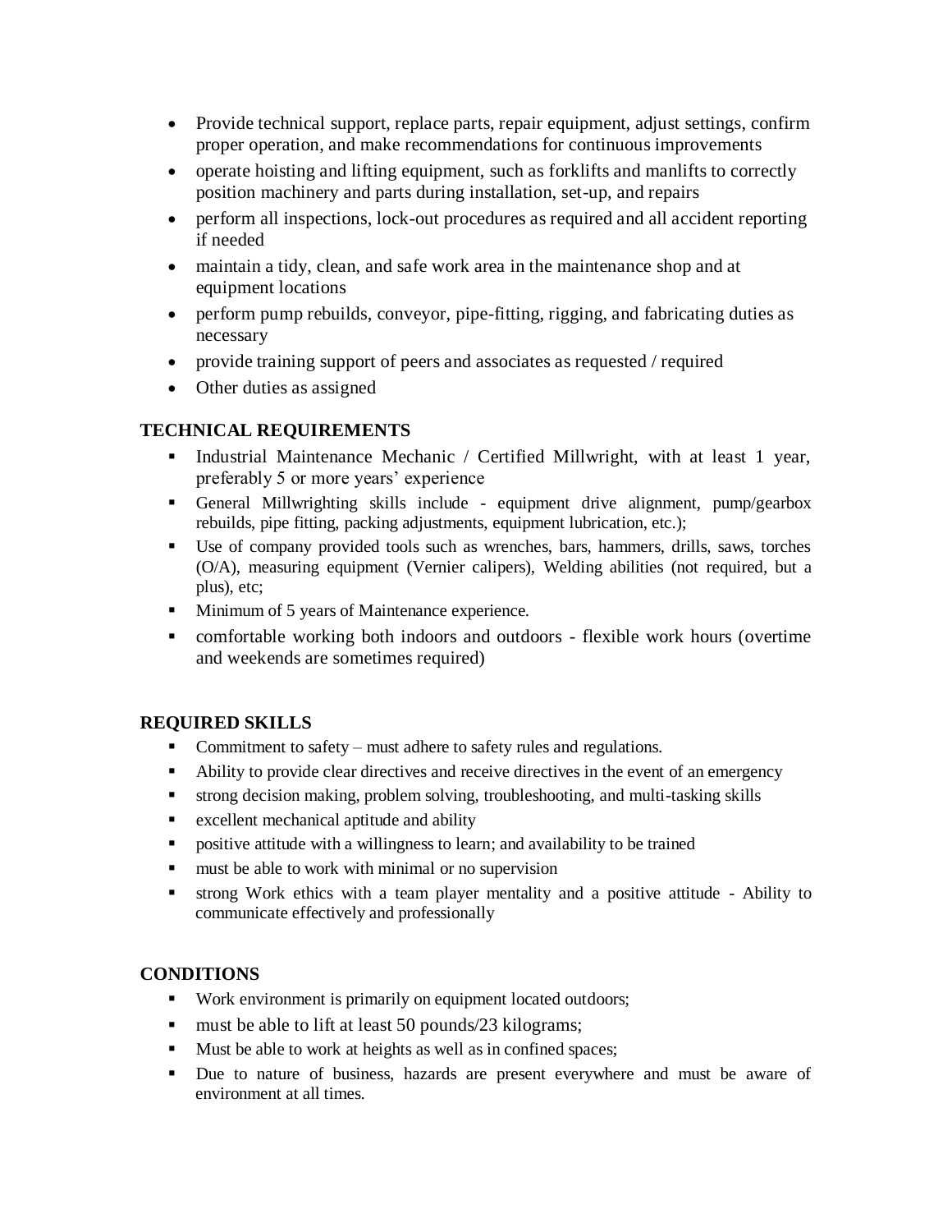- Provide technical support, replace parts, repair equipment, adjust settings, confirm proper operation, and make recommendations for continuous improvements
- operate hoisting and lifting equipment, such as forklifts and manlifts to correctly position machinery and parts during installation, set-up, and repairs
- perform all inspections, lock-out procedures as required and all accident reporting if needed
- maintain a tidy, clean, and safe work area in the maintenance shop and at equipment locations
- perform pump rebuilds, conveyor, pipe-fitting, rigging, and fabricating duties as necessary
- provide training support of peers and associates as requested / required
- Other duties as assigned

### TECHNICAL REQUIREMENTS

- Industrial Maintenance Mechanic / Certified Millwright, with at least 1 year, preferably 5 or more years' experience
- General Millwrighting skills include - equipment drive alignment, pump/gearbox rebuilds, pipe fitting, packing adjustments, equipment lubrication, etc.);
- Use of company provided tools such as wrenches, bars, hammers, drills, saws, torches (O/A), measuring equipment (Vernier calipers), Welding abilities (not required, but a plus), etc;
- Minimum of 5 years of Maintenance experience.
- comfortable working both indoors and outdoors - flexible work hours (overtime and weekends are sometimes required)

### REQUIRED SKILLS

- Commitment to safety – must adhere to safety rules and regulations.
- Ability to provide clear directives and receive directives in the event of an emergency
- strong decision making, problem solving, troubleshooting, and multi-tasking skills
- excellent mechanical aptitude and ability
- positive attitude with a willingness to learn; and availability to be trained
- must be able to work with minimal or no supervision
- strong Work ethics with a team player mentality and a positive attitude - Ability to communicate effectively and professionally

### CONDITIONS

- Work environment is primarily on equipment located outdoors;
- must be able to lift at least 50 pounds/23 kilograms;
- Must be able to work at heights as well as in confined spaces;
- Due to nature of business, hazards are present everywhere and must be aware of environment at all times.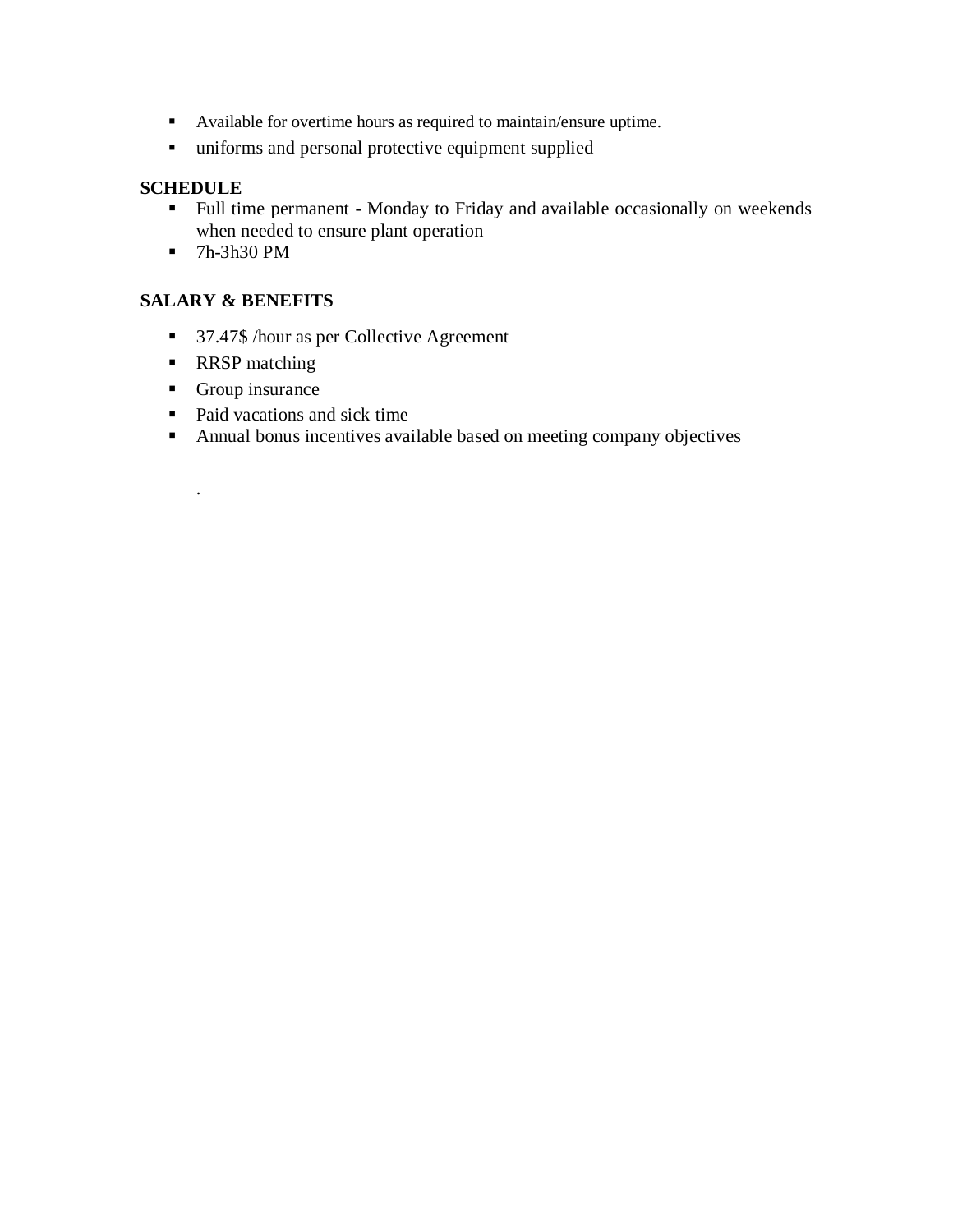- Available for overtime hours as required to maintain/ensure uptime.
- uniforms and personal protective equipment supplied

**SCHEDULE**

- Full time permanent - Monday to Friday and available occasionally on weekends when needed to ensure plant operation
- 7h-3h30 PM

**SALARY & BENEFITS**

- 37.47$ /hour as per Collective Agreement
- RRSP matching
- Group insurance
- Paid vacations and sick time
- Annual bonus incentives available based on meeting company objectives

.